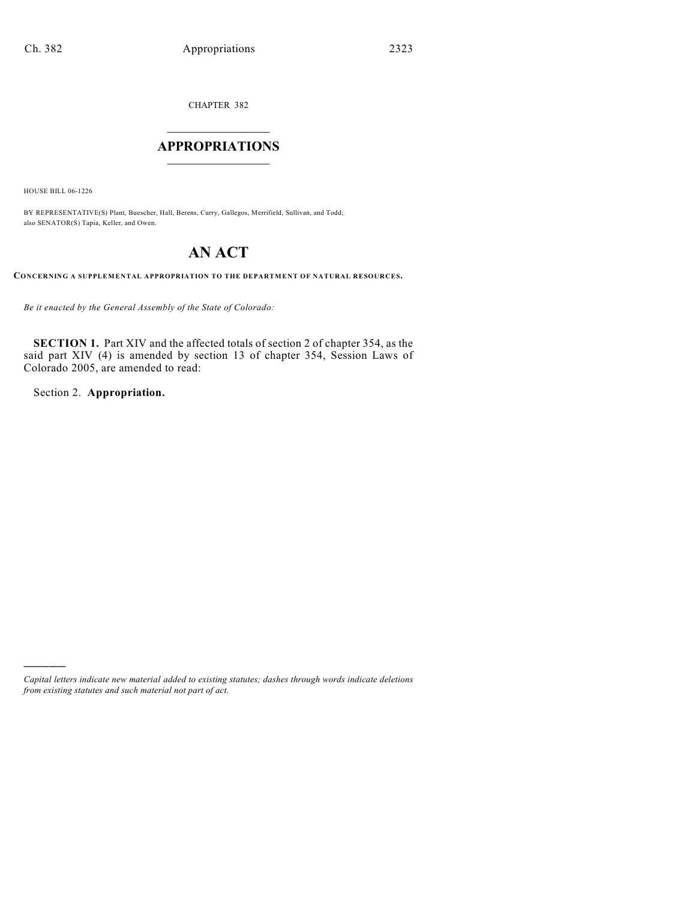CHAPTER 382

# APPROPRIATIONS

HOUSE BILL 06-1226

BY REPRESENTATIVE(S) Plant, Buescher, Hall, Berens, Curry, Gallegos, Merrifield, Sullivan, and Todd; also SENATOR(S) Tapia, Keller, and Owen.

# AN ACT

**CONCERNING A SUPPLEMENTAL APPROPRIATION TO THE DEPARTMENT OF NATURAL RESOURCES.**

*Be it enacted by the General Assembly of the State of Colorado:*

**SECTION 1.** Part XIV and the affected totals of section 2 of chapter 354, as the said part XIV (4) is amended by section 13 of chapter 354, Session Laws of Colorado 2005, are amended to read:

Section 2. **Appropriation.**

*Capital letters indicate new material added to existing statutes; dashes through words indicate deletions from existing statutes and such material not part of act.*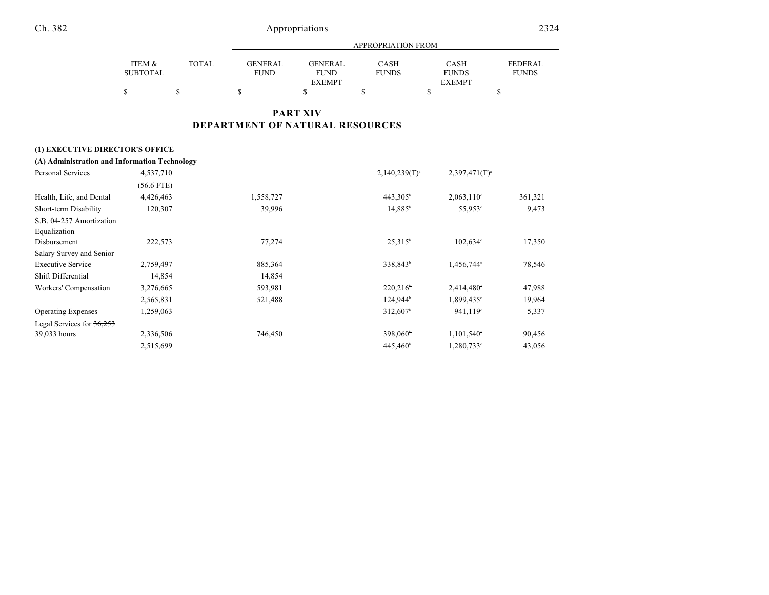## PART XIV
## DEPARTMENT OF NATURAL RESOURCES

| | ITEM & SUBTOTAL | TOTAL | APPROPRIATION FROM GENERAL FUND | GENERAL FUND EXEMPT | CASH FUNDS | CASH FUNDS EXEMPT | FEDERAL FUNDS |
|---|---|---|---|---|---|---|---|
| | $ | $ | $ | $ | $ | $ | $ |
| **(1) EXECUTIVE DIRECTOR'S OFFICE** | | | | | | | |
| **(A) Administration and Information Technology** | | | | | | | |
| Personal Services | 4,537,710 | | | | 2,140,239(T)[a] | 2,397,471(T)[a] | |
| | (56.6 FTE) | | | | | | |
| Health, Life, and Dental | 4,426,463 | | 1,558,727 | | 443,305[b] | 2,063,110[c] | 361,321 |
| Short-term Disability | 120,307 | | 39,996 | | 14,885[b] | 55,953[c] | 9,473 |
| S.B. 04-257 Amortization Equalization Disbursement | 222,573 | | 77,274 | | 25,315[b] | 102,634[c] | 17,350 |
| Salary Survey and Senior Executive Service | 2,759,497 | | 885,364 | | 338,843[b] | 1,456,744[c] | 78,546 |
| Shift Differential | 14,854 | | 14,854 | | | | |
| Workers' Compensation | ~~3,276,665~~ | | ~~593,981~~ | | ~~220,216[b]~~ | ~~2,414,480[c]~~ | ~~47,988~~ |
| | 2,565,831 | | 521,488 | | 124,944[b] | 1,899,435[c] | 19,964 |
| Operating Expenses | 1,259,063 | | | | 312,607[b] | 941,119[c] | 5,337 |
| Legal Services for ~~36,253~~ 39,033 hours | ~~2,336,506~~ | | 746,450 | | ~~398,060[b]~~ | ~~1,101,540[c]~~ | ~~90,456~~ |
| | 2,515,699 | | | | 445,460[b] | 1,280,733[c] | 43,056 |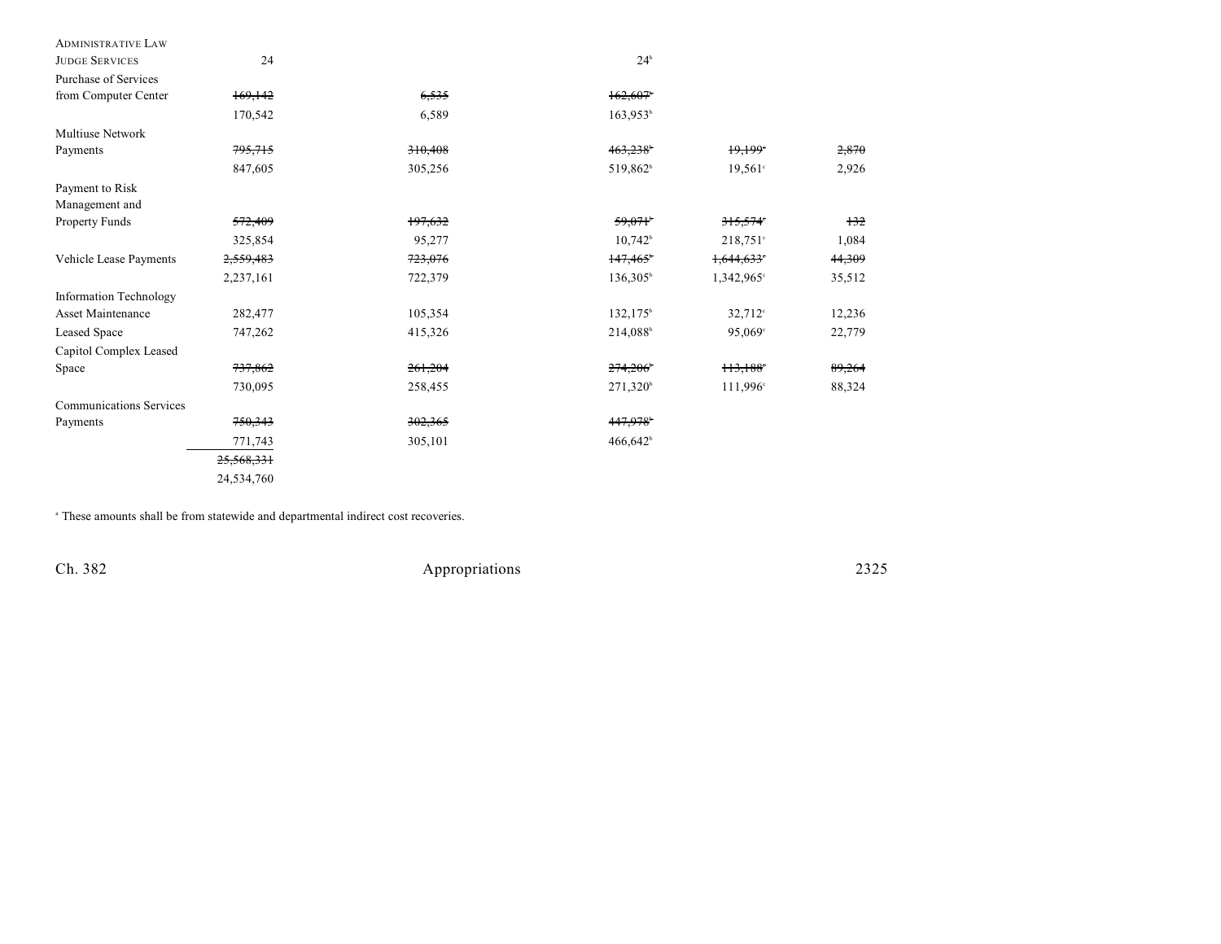| | | | | | |
|---|---|---|---|---|---|
| ADMINISTRATIVE LAW JUDGE SERVICES | 24 | | 24[b] | | |
| Purchase of Services from Computer Center | ~~169,142~~ | ~~6,535~~ | ~~162,607~~[b] | | |
| | 170,542 | 6,589 | 163,953[b] | | |
| Multiuse Network Payments | ~~795,715~~ | ~~310,408~~ | ~~463,238~~[b] | ~~19,199~~[c] | ~~2,870~~ |
| | 847,605 | 305,256 | 519,862[b] | 19,561[c] | 2,926 |
| Payment to Risk Management and Property Funds | ~~572,409~~ | ~~197,632~~ | ~~59,071~~[b] | ~~315,574~~[c] | ~~132~~ |
| | 325,854 | 95,277 | 10,742[b] | 218,751[c] | 1,084 |
| Vehicle Lease Payments | ~~2,559,483~~ | ~~723,076~~ | ~~147,465~~[b] | ~~1,644,633~~[c] | ~~44,309~~ |
| | 2,237,161 | 722,379 | 136,305[b] | 1,342,965[c] | 35,512 |
| Information Technology Asset Maintenance | 282,477 | 105,354 | 132,175[b] | 32,712[c] | 12,236 |
| Leased Space | 747,262 | 415,326 | 214,088[b] | 95,069[c] | 22,779 |
| Capitol Complex Leased Space | ~~737,862~~ | ~~261,204~~ | ~~274,206~~[b] | ~~113,188~~[c] | ~~89,264~~ |
| | 730,095 | 258,455 | 271,320[b] | 111,996[c] | 88,324 |
| Communications Services Payments | ~~750,343~~ | ~~302,365~~ | ~~447,978~~[b] | | |
| | 771,743 | 305,101 | 466,642[b] | | |
| | ~~25,568,331~~ | | | | |
| | 24,534,760 | | | | |

[a] These amounts shall be from statewide and departmental indirect cost recoveries.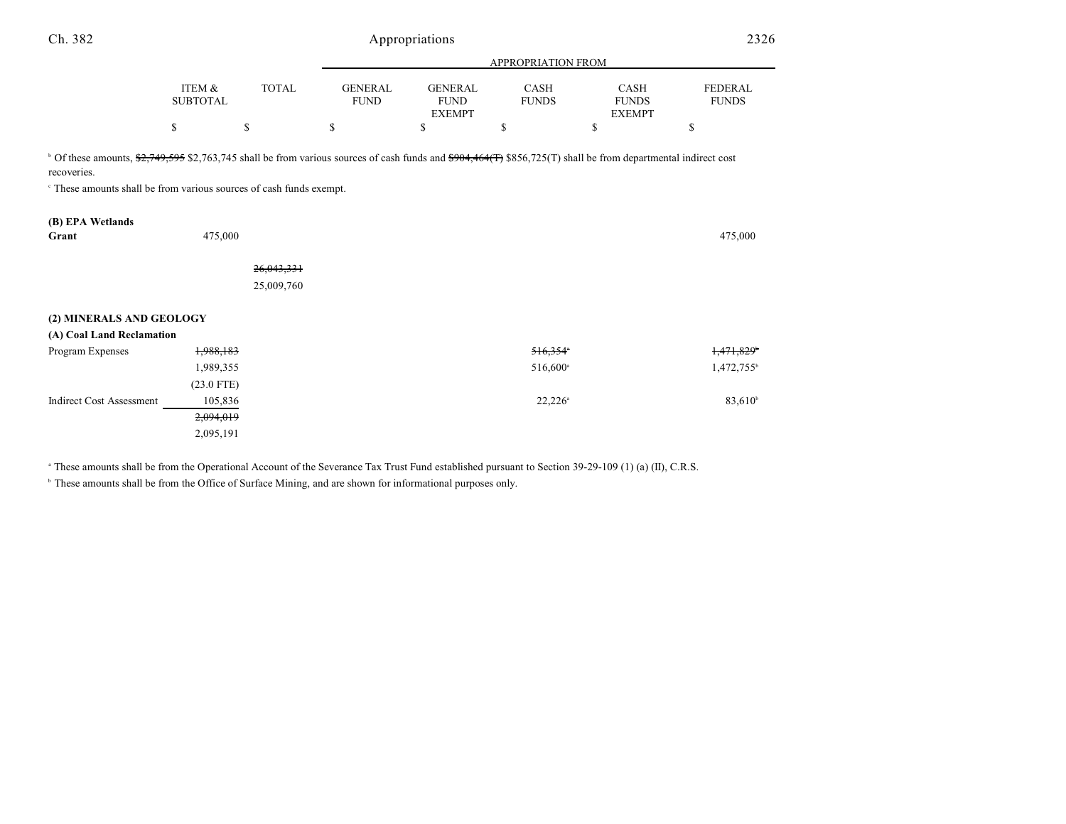| | ITEM & SUBTOTAL | TOTAL | APPROPRIATION FROM GENERAL FUND | GENERAL FUND EXEMPT | CASH FUNDS | CASH FUNDS EXEMPT | FEDERAL FUNDS |
|---|---|---|---|---|---|---|---|
| | $ | $ | $ | $ | $ | $ | $ |

[b] Of these amounts, ~~$2,749,595~~ $2,763,745 shall be from various sources of cash funds and ~~$904,464(T)~~ $856,725(T) shall be from departmental indirect cost recoveries.

[c] These amounts shall be from various sources of cash funds exempt.

| | ITEM & SUBTOTAL | TOTAL | GENERAL FUND | GENERAL FUND EXEMPT | CASH FUNDS | CASH FUNDS EXEMPT | FEDERAL FUNDS |
|---|---|---|---|---|---|---|---|
| **(B) EPA Wetlands Grant** | 475,000 | | | | | | 475,000 |
| | | ~~26,043,331~~ 25,009,760 | | | | | |
| **(2) MINERALS AND GEOLOGY** | | | | | | | |
| **(A) Coal Land Reclamation** | | | | | | | |
| Program Expenses | ~~1,988,183~~ 1,989,355 | | | | ~~516,354[a]~~ 516,600[a] | | ~~1,471,829[b]~~ 1,472,755[b] |
| | (23.0 FTE) | | | | | | |
| Indirect Cost Assessment | 105,836 | | | | 22,226[a] | | 83,610[b] |
| | ~~2,094,019~~ 2,095,191 | | | | | | |

[a] These amounts shall be from the Operational Account of the Severance Tax Trust Fund established pursuant to Section 39-29-109 (1) (a) (II), C.R.S.

[b] These amounts shall be from the Office of Surface Mining, and are shown for informational purposes only.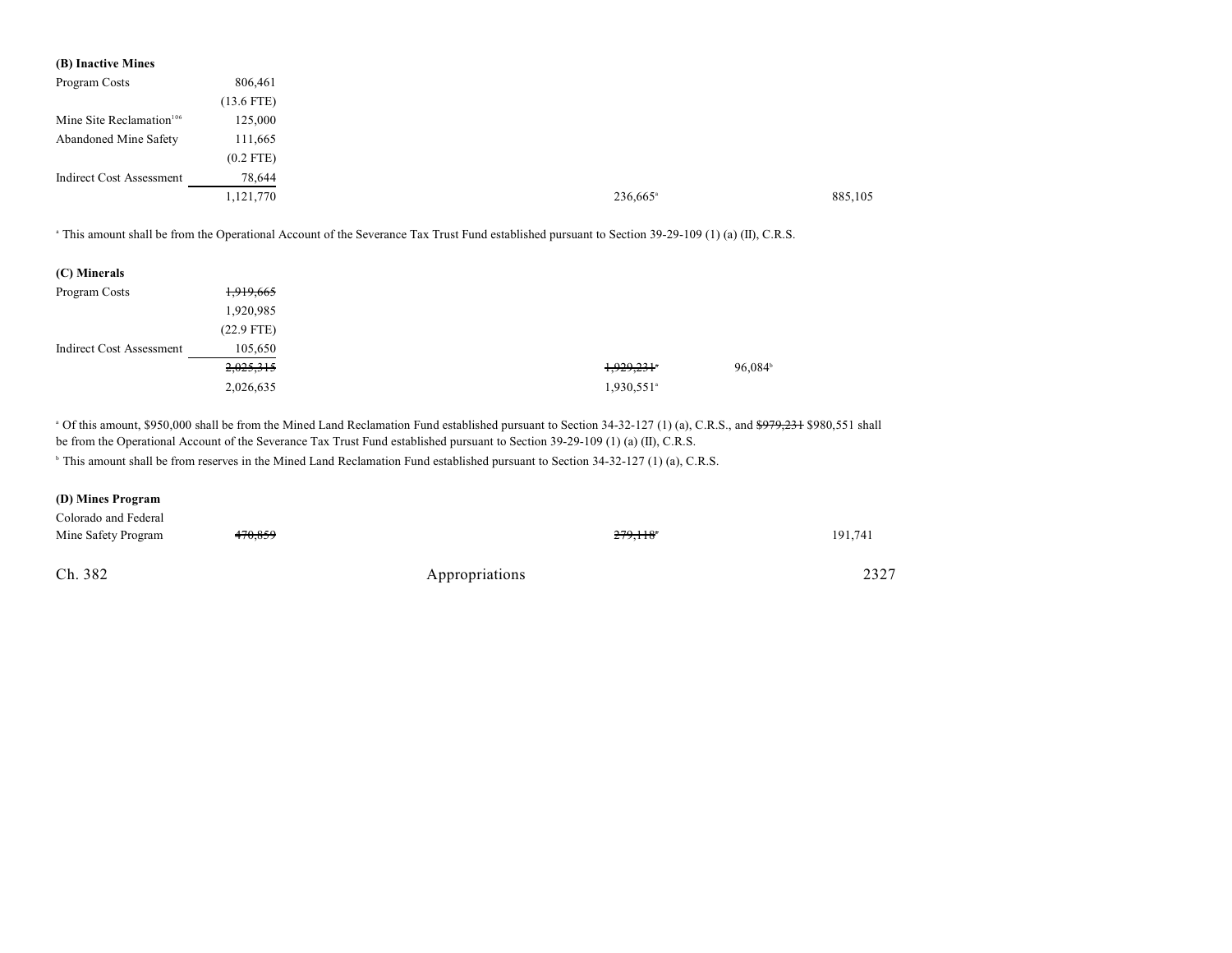**(B) Inactive Mines**

| | | | | | |
|---|---|---|---|---|---|
| Program Costs | 806,461 | | | | |
| | (13.6 FTE) | | | | |
| Mine Site Reclamation[106] | 125,000 | | | | |
| Abandoned Mine Safety | 111,665 | | | | |
| | (0.2 FTE) | | | | |
| Indirect Cost Assessment | 78,644 | | | | |
| | 1,121,770 | | 236,665[a] | | 885,105 |

[a] This amount shall be from the Operational Account of the Severance Tax Trust Fund established pursuant to Section 39-29-109 (1) (a) (II), C.R.S.

**(C) Minerals**

| | | | | | |
|---|---|---|---|---|---|
| Program Costs | ~~1,919,665~~ | | | | |
| | 1,920,985 | | | | |
| | (22.9 FTE) | | | | |
| Indirect Cost Assessment | 105,650 | | | | |
| | ~~2,025,315~~ | | ~~1,929,231~~[a] | 96,084[b] | |
| | 2,026,635 | | 1,930,551[a] | | |

[a] Of this amount, $950,000 shall be from the Mined Land Reclamation Fund established pursuant to Section 34-32-127 (1) (a), C.R.S., and ~~$979,231~~ $980,551 shall be from the Operational Account of the Severance Tax Trust Fund established pursuant to Section 39-29-109 (1) (a) (II), C.R.S.

[b] This amount shall be from reserves in the Mined Land Reclamation Fund established pursuant to Section 34-32-127 (1) (a), C.R.S.

**(D) Mines Program**

| | | | | | |
|---|---|---|---|---|---|
| Colorado and Federal Mine Safety Program | ~~470,859~~ | | ~~279,118~~[a] | | 191,741 |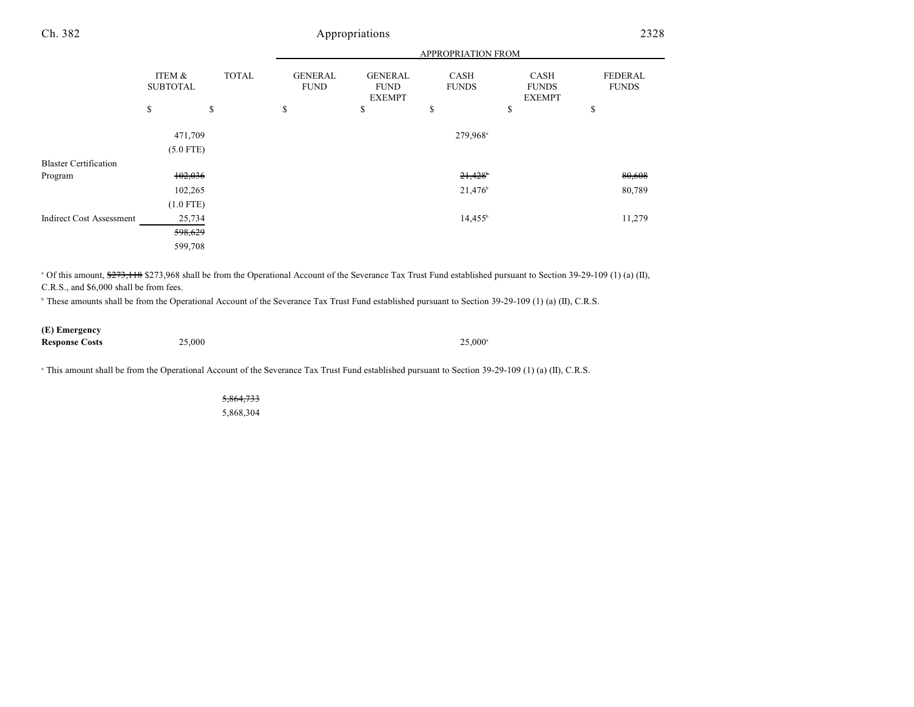| | ITEM & SUBTOTAL | TOTAL | APPROPRIATION FROM GENERAL FUND | GENERAL FUND EXEMPT | CASH FUNDS | CASH FUNDS EXEMPT | FEDERAL FUNDS |
|---|---|---|---|---|---|---|---|
| | $ | $ | $ | $ | $ | $ | $ |
| | 471,709 | | | | 279,968[a] | | |
| | (5.0 FTE) | | | | | | |
| Blaster Certification Program | ~~102,036~~ | | | | ~~21,428~~[b] | | ~~80,608~~ |
| | 102,265 | | | | 21,476[b] | | 80,789 |
| | (1.0 FTE) | | | | | | |
| Indirect Cost Assessment | 25,734 | | | | 14,455[b] | | 11,279 |
| | ~~598,629~~ | | | | | | |
| | 599,708 | | | | | | |

[a] Of this amount, ~~$273,118~~ $273,968 shall be from the Operational Account of the Severance Tax Trust Fund established pursuant to Section 39-29-109 (1) (a) (II), C.R.S., and $6,000 shall be from fees.

[b] These amounts shall be from the Operational Account of the Severance Tax Trust Fund established pursuant to Section 39-29-109 (1) (a) (II), C.R.S.

| | ITEM & SUBTOTAL | TOTAL | GENERAL FUND | GENERAL FUND EXEMPT | CASH FUNDS | CASH FUNDS EXEMPT | FEDERAL FUNDS |
|---|---|---|---|---|---|---|---|
| **(E) Emergency Response Costs** | 25,000 | | | | 25,000[a] | | |

[a] This amount shall be from the Operational Account of the Severance Tax Trust Fund established pursuant to Section 39-29-109 (1) (a) (II), C.R.S.

| | ITEM & SUBTOTAL | TOTAL | GENERAL FUND | GENERAL FUND EXEMPT | CASH FUNDS | CASH FUNDS EXEMPT | FEDERAL FUNDS |
|---|---|---|---|---|---|---|---|
| | | ~~5,864,733~~ | | | | | |
| | | 5,868,304 | | | | | |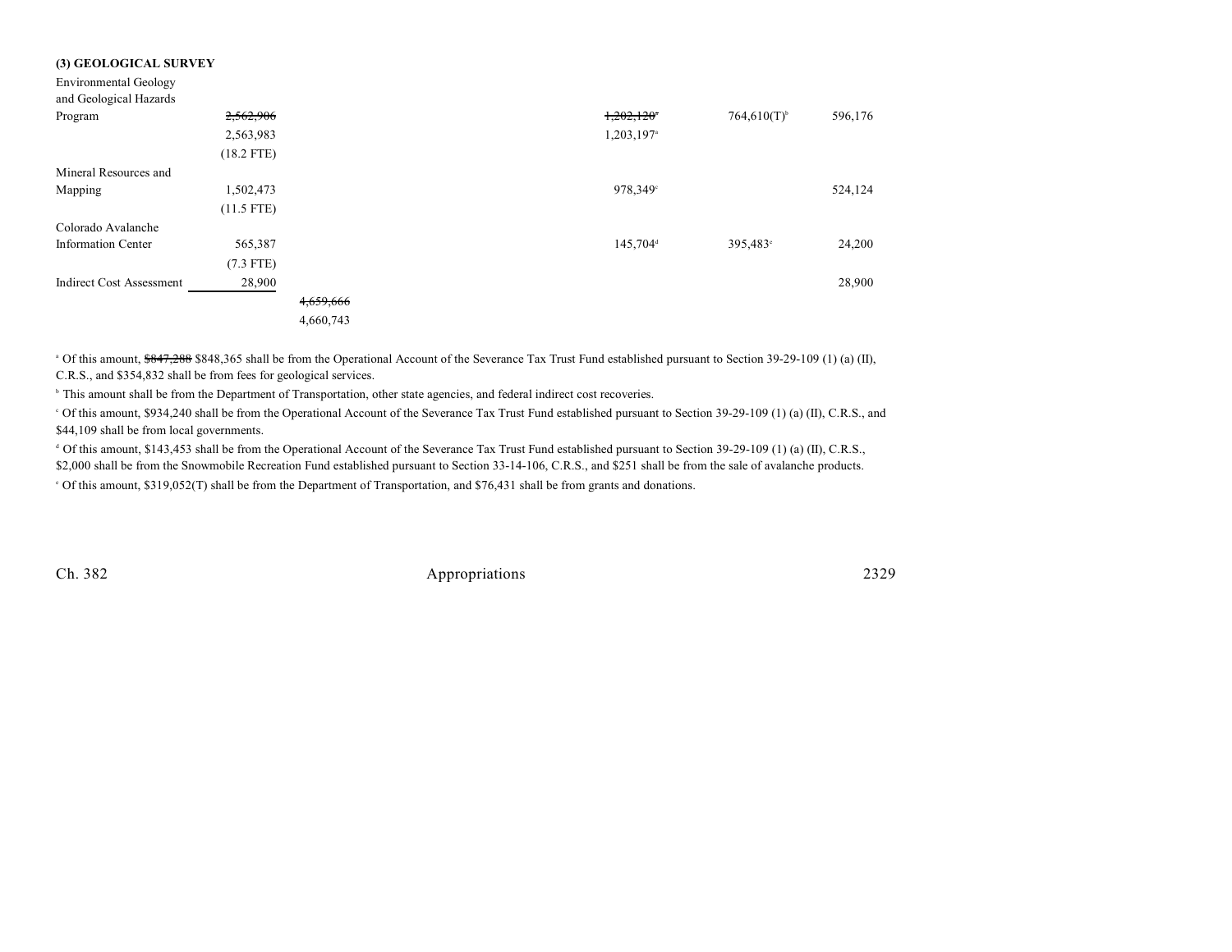**(3) GEOLOGICAL SURVEY**

| | | | | | | | |
|---|---|---|---|---|---|---|---|
| Environmental Geology and Geological Hazards Program | ~~2,562,906~~ | | | ~~1,202,120~~[a] | 764,610(T)[b] | 596,176 | |
| | 2,563,983 | | | 1,203,197[a] | | | |
| | (18.2 FTE) | | | | | | |
| Mineral Resources and Mapping | 1,502,473 | | | 978,349[c] | | 524,124 | |
| | (11.5 FTE) | | | | | | |
| Colorado Avalanche Information Center | 565,387 | | | 145,704[d] | 395,483[e] | 24,200 | |
| | (7.3 FTE) | | | | | | |
| Indirect Cost Assessment | 28,900 | | | | | 28,900 | |
| | | ~~4,659,666~~ | | | | | |
| | | 4,660,743 | | | | | |

[a] Of this amount, ~~$847,288~~ $848,365 shall be from the Operational Account of the Severance Tax Trust Fund established pursuant to Section 39-29-109 (1) (a) (II), C.R.S., and $354,832 shall be from fees for geological services.

[b] This amount shall be from the Department of Transportation, other state agencies, and federal indirect cost recoveries.

[c] Of this amount, $934,240 shall be from the Operational Account of the Severance Tax Trust Fund established pursuant to Section 39-29-109 (1) (a) (II), C.R.S., and $44,109 shall be from local governments.

[d] Of this amount, $143,453 shall be from the Operational Account of the Severance Tax Trust Fund established pursuant to Section 39-29-109 (1) (a) (II), C.R.S., $2,000 shall be from the Snowmobile Recreation Fund established pursuant to Section 33-14-106, C.R.S., and $251 shall be from the sale of avalanche products.

[e] Of this amount, $319,052(T) shall be from the Department of Transportation, and $76,431 shall be from grants and donations.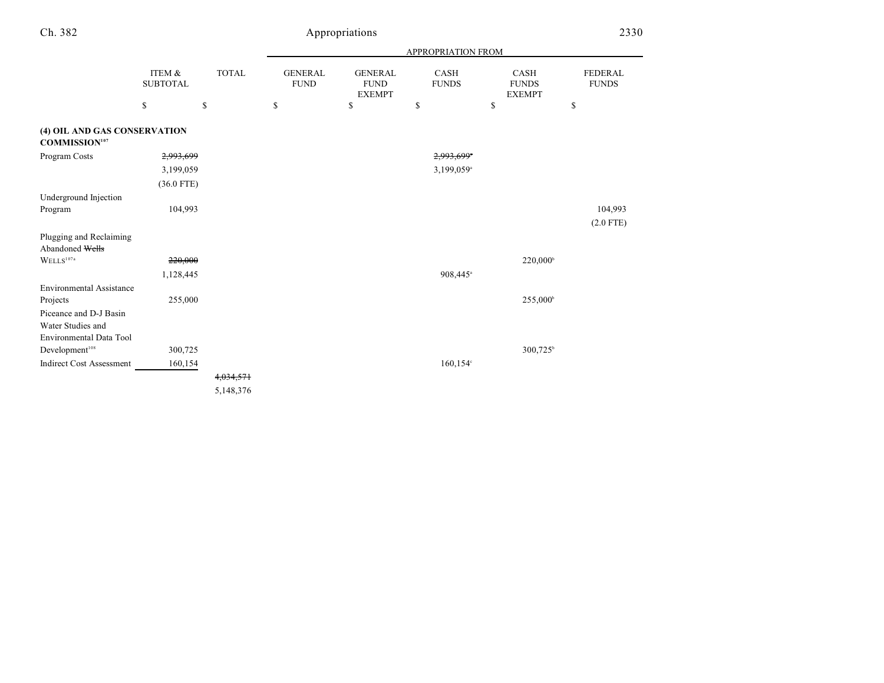| | ITEM & SUBTOTAL | TOTAL | APPROPRIATION FROM GENERAL FUND | GENERAL FUND EXEMPT | CASH FUNDS | CASH FUNDS EXEMPT | FEDERAL FUNDS |
|---|---|---|---|---|---|---|---|
| | $ | $ | $ | $ | $ | $ | $ |
| **(4) OIL AND GAS CONSERVATION COMMISSION**[107] | | | | | | | |
| Program Costs | ~~2,993,699~~ | | | | ~~2,993,699~~[a] | | |
| | 3,199,059 | | | | 3,199,059[a] | | |
| | (36.0 FTE) | | | | | | |
| Underground Injection Program | 104,993 | | | | | | 104,993 |
| | | | | | | | (2.0 FTE) |
| Plugging and Reclaiming Abandoned ~~Wells~~ WELLS[107a] | ~~220,000~~ | | | | | 220,000[b] | |
| | 1,128,445 | | | | 908,445[a] | | |
| Environmental Assistance Projects | 255,000 | | | | | 255,000[b] | |
| Piceance and D-J Basin Water Studies and Environmental Data Tool Development[108] | 300,725 | | | | | 300,725[b] | |
| Indirect Cost Assessment | 160,154 | | | | 160,154[c] | | |
| | | ~~4,034,571~~ | | | | | |
| | | 5,148,376 | | | | | |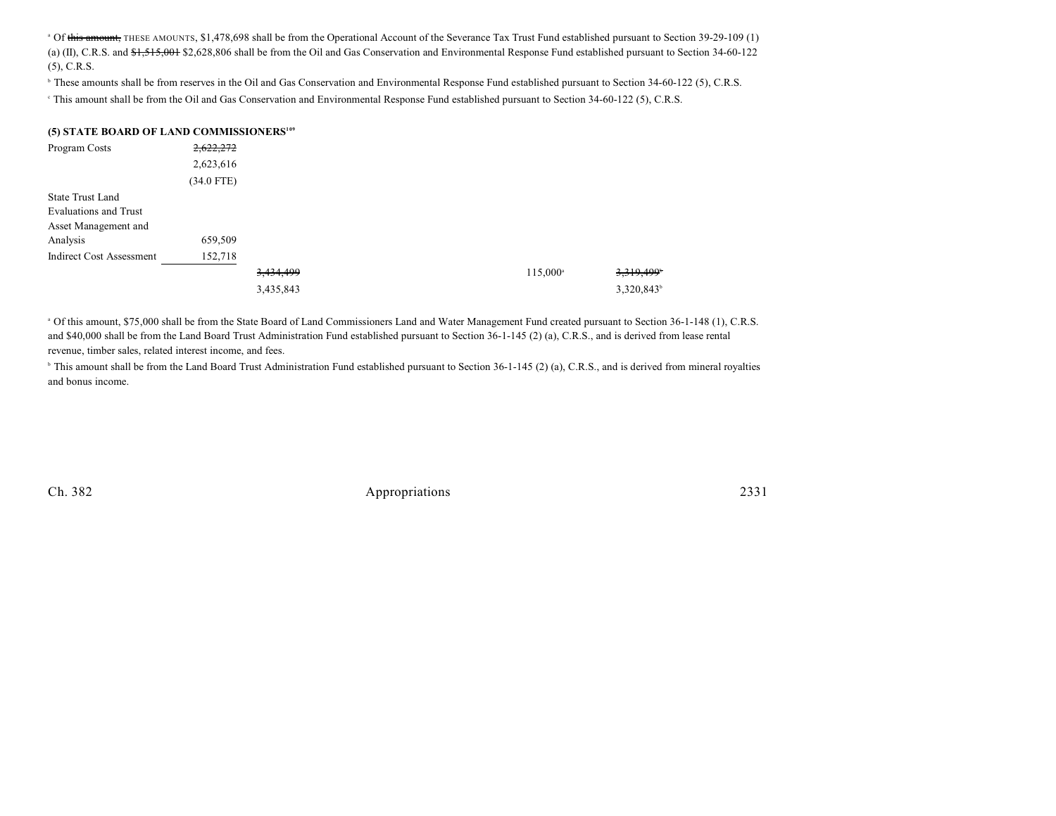[a] Of ~~this amount,~~ THESE AMOUNTS, $1,478,698 shall be from the Operational Account of the Severance Tax Trust Fund established pursuant to Section 39-29-109 (1) (a) (II), C.R.S. and ~~$1,515,001~~ $2,628,806 shall be from the Oil and Gas Conservation and Environmental Response Fund established pursuant to Section 34-60-122 (5), C.R.S.

[b] These amounts shall be from reserves in the Oil and Gas Conservation and Environmental Response Fund established pursuant to Section 34-60-122 (5), C.R.S.

[c] This amount shall be from the Oil and Gas Conservation and Environmental Response Fund established pursuant to Section 34-60-122 (5), C.R.S.

**(5) STATE BOARD OF LAND COMMISSIONERS[109]**

| | | | | |
|---|---|---|---|---|
| Program Costs | ~~2,622,272~~ 2,623,616 (34.0 FTE) | | | |
| State Trust Land Evaluations and Trust Asset Management and Analysis | 659,509 | | | |
| Indirect Cost Assessment | 152,718 | | | |
| | | ~~3,434,499~~ 3,435,843 | 115,000[a] | ~~3,319,499~~[b] 3,320,843[b] |

[a] Of this amount, $75,000 shall be from the State Board of Land Commissioners Land and Water Management Fund created pursuant to Section 36-1-148 (1), C.R.S. and $40,000 shall be from the Land Board Trust Administration Fund established pursuant to Section 36-1-145 (2) (a), C.R.S., and is derived from lease rental revenue, timber sales, related interest income, and fees.

[b] This amount shall be from the Land Board Trust Administration Fund established pursuant to Section 36-1-145 (2) (a), C.R.S., and is derived from mineral royalties and bonus income.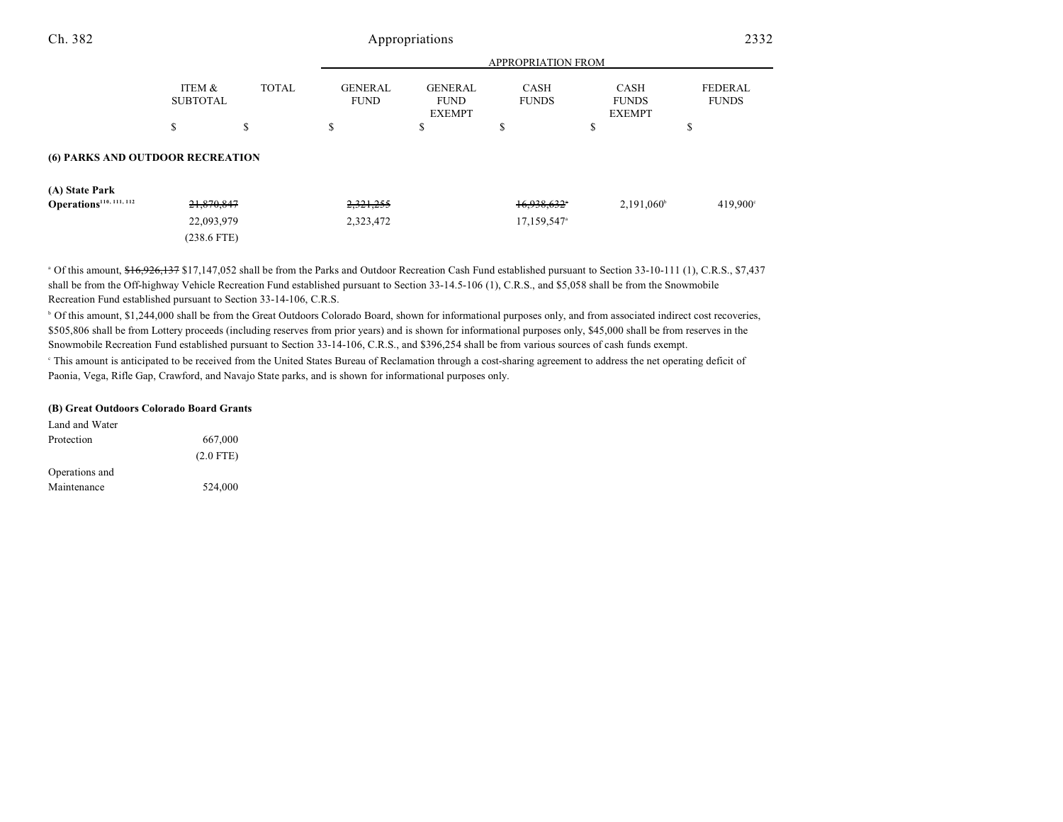| | ITEM & SUBTOTAL | TOTAL | APPROPRIATION FROM GENERAL FUND | GENERAL FUND EXEMPT | CASH FUNDS | CASH FUNDS EXEMPT | FEDERAL FUNDS |
|---|---|---|---|---|---|---|---|
| | $ | $ | $ | $ | $ | $ | $ |
| **(6) PARKS AND OUTDOOR RECREATION** | | | | | | | |
| **(A) State Park Operations**[110, 111, 112] | ~~21,870,847~~ | | ~~2,321,255~~ | | ~~16,938,632~~[a] | 2,191,060[b] | 419,900[c] |
| | 22,093,979 | | 2,323,472 | | 17,159,547[a] | | |
| | (238.6 FTE) | | | | | | |

[a] Of this amount, ~~$16,926,137~~ $17,147,052 shall be from the Parks and Outdoor Recreation Cash Fund established pursuant to Section 33-10-111 (1), C.R.S., $7,437 shall be from the Off-highway Vehicle Recreation Fund established pursuant to Section 33-14.5-106 (1), C.R.S., and $5,058 shall be from the Snowmobile Recreation Fund established pursuant to Section 33-14-106, C.R.S.

[b] Of this amount, $1,244,000 shall be from the Great Outdoors Colorado Board, shown for informational purposes only, and from associated indirect cost recoveries, $505,806 shall be from Lottery proceeds (including reserves from prior years) and is shown for informational purposes only, $45,000 shall be from reserves in the Snowmobile Recreation Fund established pursuant to Section 33-14-106, C.R.S., and $396,254 shall be from various sources of cash funds exempt.

[c] This amount is anticipated to be received from the United States Bureau of Reclamation through a cost-sharing agreement to address the net operating deficit of Paonia, Vega, Rifle Gap, Crawford, and Navajo State parks, and is shown for informational purposes only.

| | ITEM & SUBTOTAL | TOTAL | GENERAL FUND | GENERAL FUND EXEMPT | CASH FUNDS | CASH FUNDS EXEMPT | FEDERAL FUNDS |
|---|---|---|---|---|---|---|---|
| **(B) Great Outdoors Colorado Board Grants** | | | | | | | |
| Land and Water Protection | 667,000 | | | | | | |
| | (2.0 FTE) | | | | | | |
| Operations and Maintenance | 524,000 | | | | | | |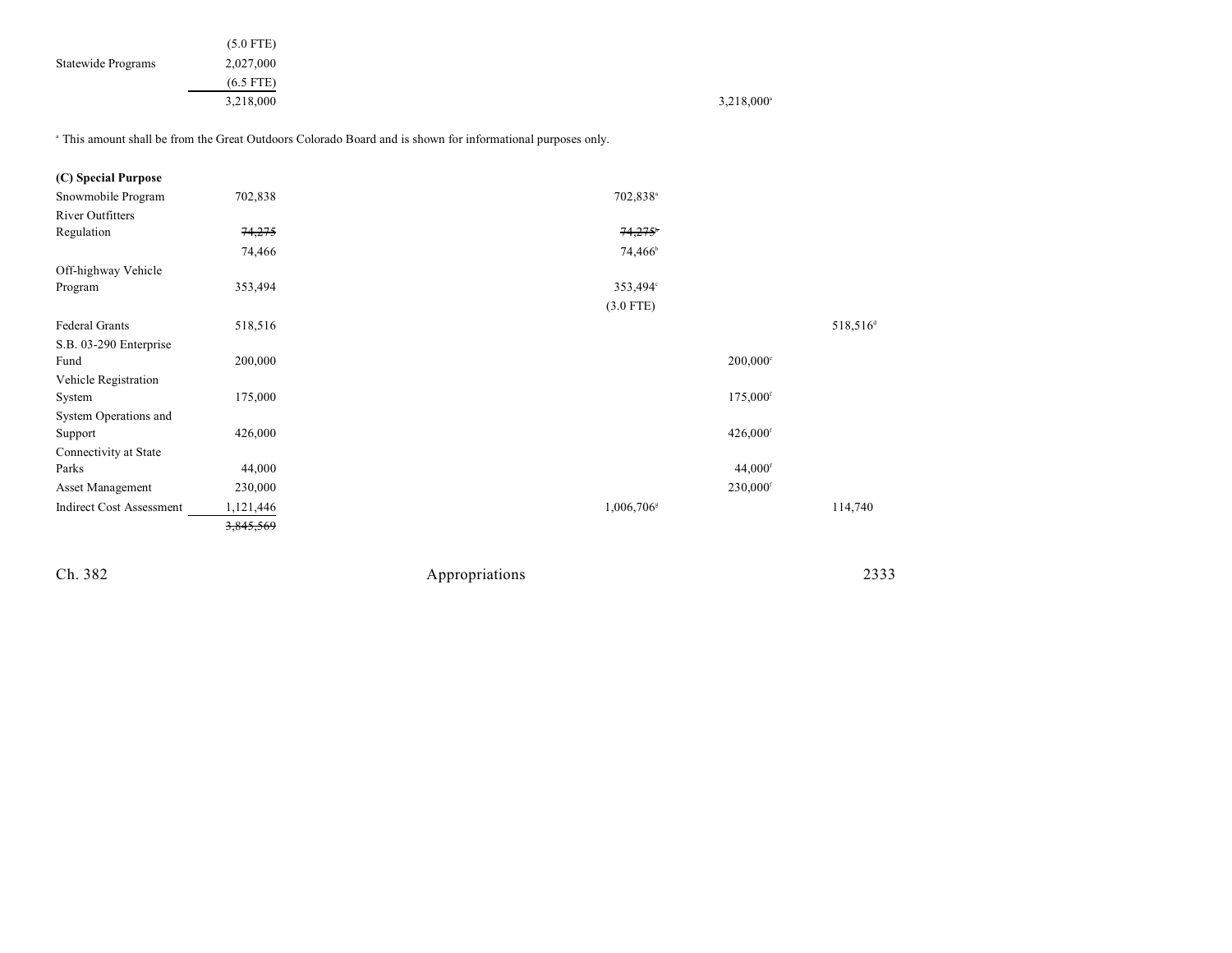| | | | | | |
|---|---|---|---|---|---|
| | (5.0 FTE) | | | | |
| Statewide Programs | 2,027,000 | | | | |
| | (6.5 FTE) | | | | |
| | 3,218,000 | | | 3,218,000[a] | |

[a] This amount shall be from the Great Outdoors Colorado Board and is shown for informational purposes only.

| | | | | | |
|---|---|---|---|---|---|
| **(C) Special Purpose** | | | | | |
| Snowmobile Program | 702,838 | | 702,838[a] | | |
| River Outfitters Regulation | ~~74,275~~ | | ~~74,275~~[b] | | |
| | 74,466 | | 74,466[b] | | |
| Off-highway Vehicle Program | 353,494 | | 353,494[c] | | |
| | | | (3.0 FTE) | | |
| Federal Grants | 518,516 | | | | 518,516[d] |
| S.B. 03-290 Enterprise Fund | 200,000 | | | 200,000[e] | |
| Vehicle Registration System | 175,000 | | | 175,000[f] | |
| System Operations and Support | 426,000 | | | 426,000[f] | |
| Connectivity at State Parks | 44,000 | | | 44,000[f] | |
| Asset Management | 230,000 | | | 230,000[f] | |
| Indirect Cost Assessment | 1,121,446 | | 1,006,706[g] | | 114,740 |
| | ~~3,845,569~~ | | | | |

Ch. 382 Appropriations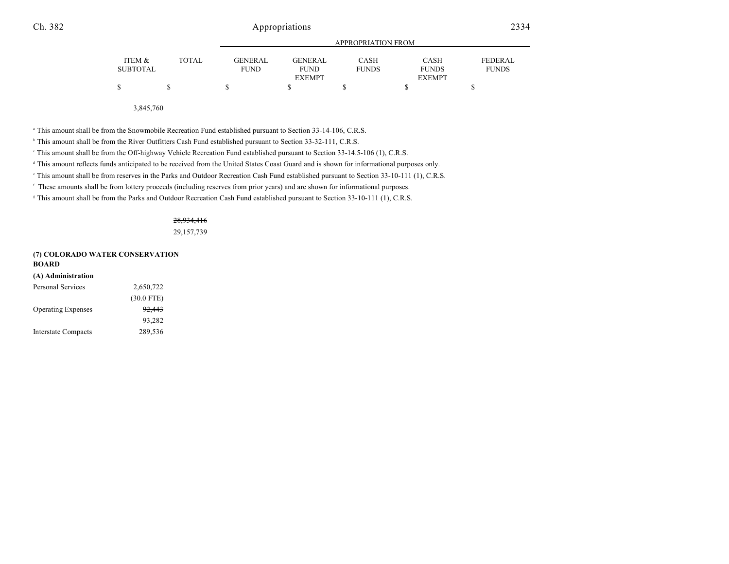| | ITEM & SUBTOTAL | TOTAL | APPROPRIATION FROM GENERAL FUND | GENERAL FUND EXEMPT | CASH FUNDS | CASH FUNDS EXEMPT | FEDERAL FUNDS |
|---|---|---|---|---|---|---|---|
| | $ | $ | $ | $ | $ | $ | $ |
| | 3,845,760 | | | | | | |

[a] This amount shall be from the Snowmobile Recreation Fund established pursuant to Section 33-14-106, C.R.S.

[b] This amount shall be from the River Outfitters Cash Fund established pursuant to Section 33-32-111, C.R.S.

[c] This amount shall be from the Off-highway Vehicle Recreation Fund established pursuant to Section 33-14.5-106 (1), C.R.S.

[d] This amount reflects funds anticipated to be received from the United States Coast Guard and is shown for informational purposes only.

[e] This amount shall be from reserves in the Parks and Outdoor Recreation Cash Fund established pursuant to Section 33-10-111 (1), C.R.S.

[f] These amounts shall be from lottery proceeds (including reserves from prior years) and are shown for informational purposes.

[g] This amount shall be from the Parks and Outdoor Recreation Cash Fund established pursuant to Section 33-10-111 (1), C.R.S.

| | ITEM & SUBTOTAL | TOTAL | GENERAL FUND | GENERAL FUND EXEMPT | CASH FUNDS | CASH FUNDS EXEMPT | FEDERAL FUNDS |
|---|---|---|---|---|---|---|---|
| | | ~~28,934,416~~ | | | | | |
| | | 29,157,739 | | | | | |
| **(7) COLORADO WATER CONSERVATION BOARD** | | | | | | | |
| **(A) Administration** | | | | | | | |
| Personal Services | 2,650,722 | | | | | | |
| | (30.0 FTE) | | | | | | |
| Operating Expenses | ~~92,443~~ | | | | | | |
| | 93,282 | | | | | | |
| Interstate Compacts | 289,536 | | | | | | |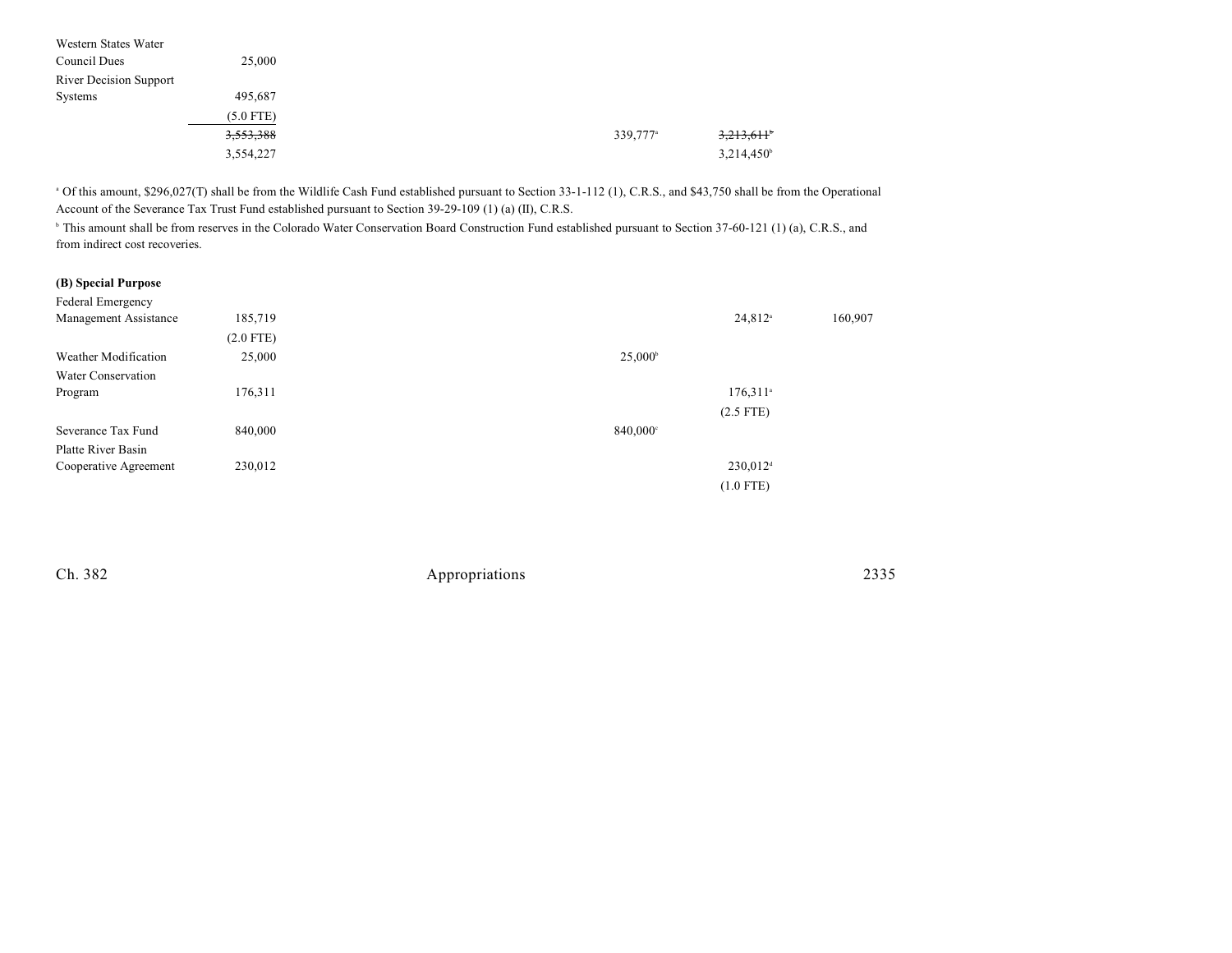| | | | | | |
|---|---|---|---|---|---|
| Western States Water Council Dues | 25,000 | | | | |
| River Decision Support Systems | 495,687 | | | | |
| | (5.0 FTE) | | | | |
| | ~~3,553,388~~ | | 339,777[a] | ~~3,213,611~~[b] | |
| | 3,554,227 | | | 3,214,450[b] | |

[a] Of this amount, $296,027(T) shall be from the Wildlife Cash Fund established pursuant to Section 33-1-112 (1), C.R.S., and $43,750 shall be from the Operational Account of the Severance Tax Trust Fund established pursuant to Section 39-29-109 (1) (a) (II), C.R.S.

[b] This amount shall be from reserves in the Colorado Water Conservation Board Construction Fund established pursuant to Section 37-60-121 (1) (a), C.R.S., and from indirect cost recoveries.

**(B) Special Purpose**

| | | | | | |
|---|---|---|---|---|---|
| Federal Emergency Management Assistance | 185,719 | | | 24,812[a] | 160,907 |
| | (2.0 FTE) | | | | |
| Weather Modification | 25,000 | | 25,000[b] | | |
| Water Conservation Program | 176,311 | | | 176,311[a] | |
| | | | | (2.5 FTE) | |
| Severance Tax Fund | 840,000 | | 840,000[c] | | |
| Platte River Basin Cooperative Agreement | 230,012 | | | 230,012[d] | |
| | | | | (1.0 FTE) | |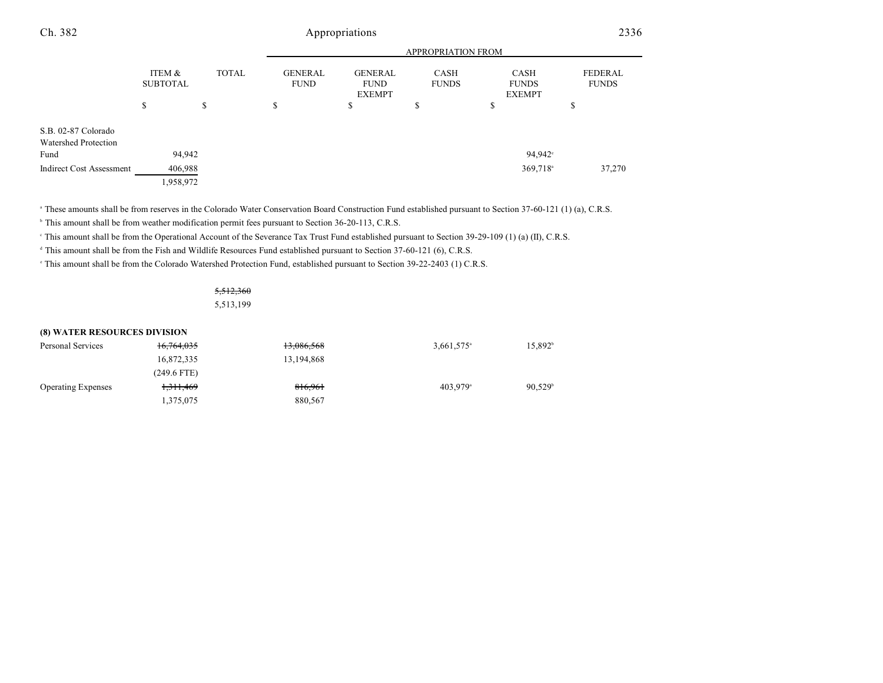| | ITEM & SUBTOTAL | TOTAL | GENERAL FUND | GENERAL FUND EXEMPT | CASH FUNDS | CASH FUNDS EXEMPT | FEDERAL FUNDS |
|---|---|---|---|---|---|---|---|
| | $ | $ | $ | $ | $ | $ | $ |
| S.B. 02-87 Colorado Watershed Protection Fund | 94,942 | | | | | 94,942[e] | |
| Indirect Cost Assessment | 406,988 | | | | | 369,718[a] | 37,270 |
| | 1,958,972 | | | | | | |

[a] These amounts shall be from reserves in the Colorado Water Conservation Board Construction Fund established pursuant to Section 37-60-121 (1) (a), C.R.S.

[b] This amount shall be from weather modification permit fees pursuant to Section 36-20-113, C.R.S.

[c] This amount shall be from the Operational Account of the Severance Tax Trust Fund established pursuant to Section 39-29-109 (1) (a) (II), C.R.S.

[d] This amount shall be from the Fish and Wildlife Resources Fund established pursuant to Section 37-60-121 (6), C.R.S.

[e] This amount shall be from the Colorado Watershed Protection Fund, established pursuant to Section 39-22-2403 (1) C.R.S.

| | ITEM & SUBTOTAL | TOTAL | GENERAL FUND | GENERAL FUND EXEMPT | CASH FUNDS | CASH FUNDS EXEMPT | FEDERAL FUNDS |
|---|---|---|---|---|---|---|---|
| | | ~~5,512,360~~ | | | | | |
| | | 5,513,199 | | | | | |
| **(8) WATER RESOURCES DIVISION** | | | | | | | |
| Personal Services | ~~16,764,035~~ | | ~~13,086,568~~ | | 3,661,575[a] | 15,892[b] | |
| | 16,872,335 | | 13,194,868 | | | | |
| | (249.6 FTE) | | | | | | |
| Operating Expenses | ~~1,311,469~~ | | ~~816,961~~ | | 403,979[a] | 90,529[b] | |
| | 1,375,075 | | 880,567 | | | | |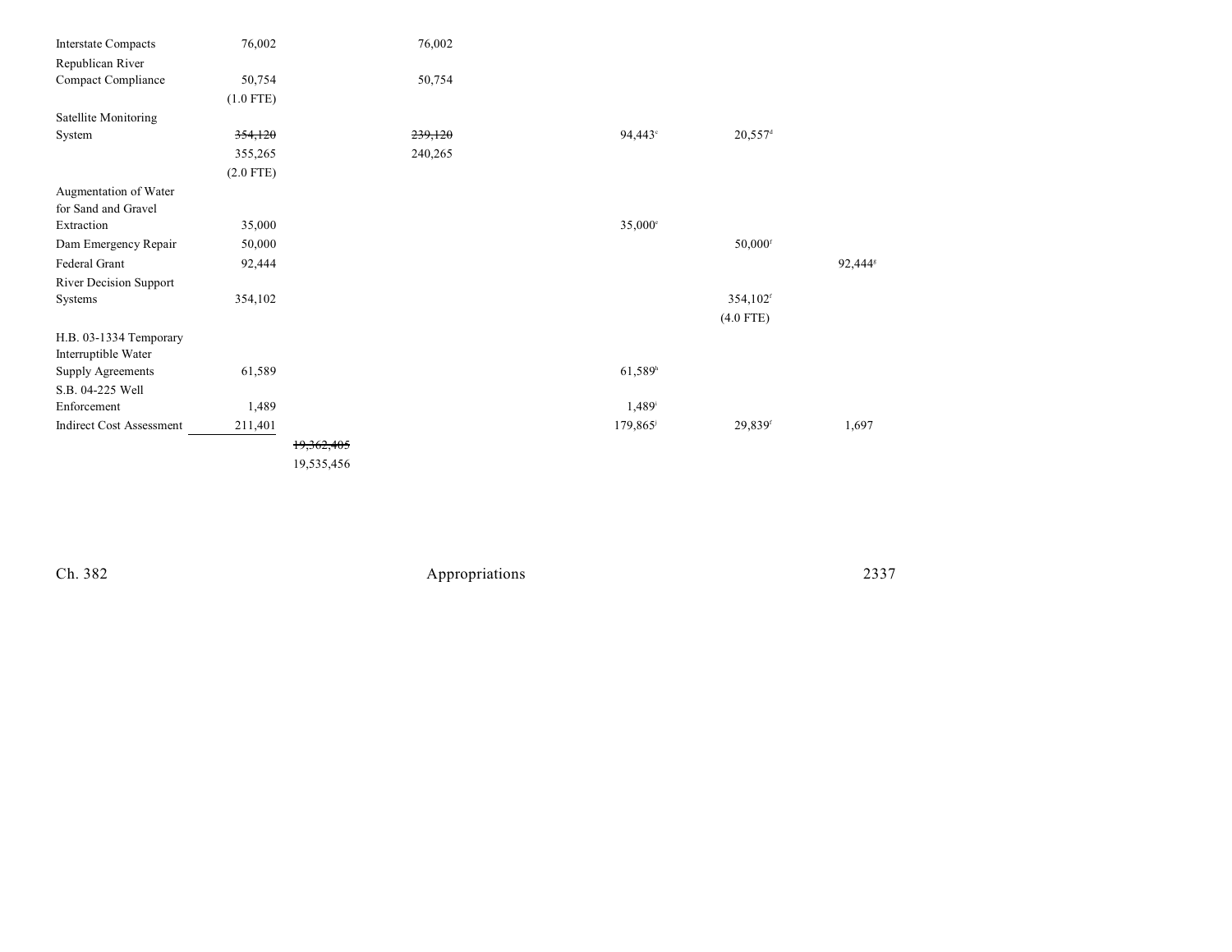| | | | | | | | |
|---|---|---|---|---|---|---|---|
| Interstate Compacts | 76,002 | | 76,002 | | | | |
| Republican River Compact Compliance | 50,754 (1.0 FTE) | | 50,754 | | | | |
| Satellite Monitoring System | ~~354,120~~ 355,265 (2.0 FTE) | | ~~239,120~~ 240,265 | | 94,443[c] | 20,557[d] | |
| Augmentation of Water for Sand and Gravel Extraction | 35,000 | | | | 35,000[e] | | |
| Dam Emergency Repair | 50,000 | | | | | 50,000[f] | |
| Federal Grant | 92,444 | | | | | | 92,444[g] |
| River Decision Support Systems | 354,102 | | | | | 354,102[f] (4.0 FTE) | |
| H.B. 03-1334 Temporary Interruptible Water Supply Agreements | 61,589 | | | | 61,589[h] | | |
| S.B. 04-225 Well Enforcement | 1,489 | | | | 1,489[i] | | |
| Indirect Cost Assessment | 211,401 | | | | 179,865[j] | 29,839[f] | 1,697 |
| | | ~~19,362,405~~ 19,535,456 | | | | | |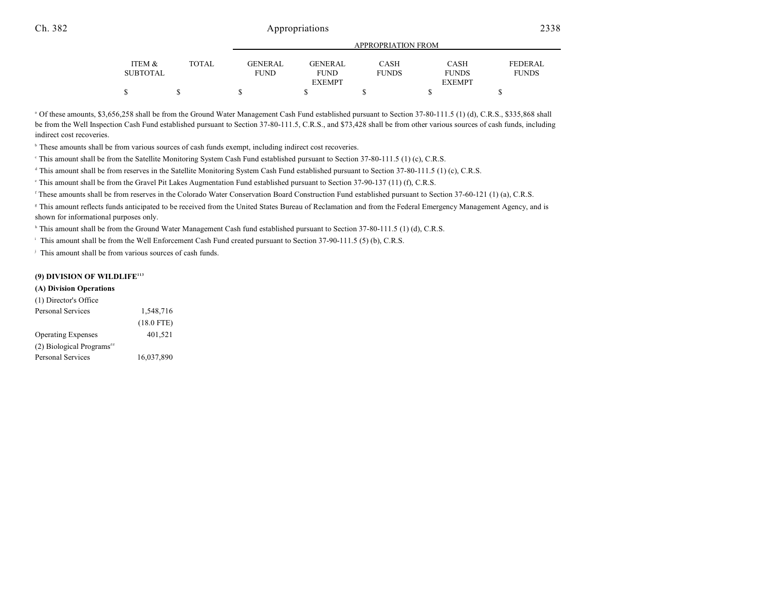| | ITEM & SUBTOTAL | TOTAL | GENERAL FUND | GENERAL FUND EXEMPT | CASH FUNDS | CASH FUNDS EXEMPT | FEDERAL FUNDS |
|---|---|---|---|---|---|---|---|
| | | | APPROPRIATION FROM | | | | |
| | $ | $ | $ | $ | $ | $ | $ |

[a] Of these amounts, $3,656,258 shall be from the Ground Water Management Cash Fund established pursuant to Section 37-80-111.5 (1) (d), C.R.S., $335,868 shall be from the Well Inspection Cash Fund established pursuant to Section 37-80-111.5, C.R.S., and $73,428 shall be from other various sources of cash funds, including indirect cost recoveries.

[b] These amounts shall be from various sources of cash funds exempt, including indirect cost recoveries.

[c] This amount shall be from the Satellite Monitoring System Cash Fund established pursuant to Section 37-80-111.5 (1) (c), C.R.S.

[d] This amount shall be from reserves in the Satellite Monitoring System Cash Fund established pursuant to Section 37-80-111.5 (1) (c), C.R.S.

[e] This amount shall be from the Gravel Pit Lakes Augmentation Fund established pursuant to Section 37-90-137 (11) (f), C.R.S.

[f] These amounts shall be from reserves in the Colorado Water Conservation Board Construction Fund established pursuant to Section 37-60-121 (1) (a), C.R.S.

[g] This amount reflects funds anticipated to be received from the United States Bureau of Reclamation and from the Federal Emergency Management Agency, and is shown for informational purposes only.

[h] This amount shall be from the Ground Water Management Cash fund established pursuant to Section 37-80-111.5 (1) (d), C.R.S.

[i] This amount shall be from the Well Enforcement Cash Fund created pursuant to Section 37-90-111.5 (5) (b), C.R.S.

[j] This amount shall be from various sources of cash funds.

**(9) DIVISION OF WILDLIFE[113]**

**(A) Division Operations**

| | ITEM & SUBTOTAL | TOTAL | GENERAL FUND | GENERAL FUND EXEMPT | CASH FUNDS | CASH FUNDS EXEMPT | FEDERAL FUNDS |
|---|---|---|---|---|---|---|---|
| (1) Director's Office | | | | | | | |
| Personal Services | 1,548,716 | | | | | | |
| | (18.0 FTE) | | | | | | |
| Operating Expenses | 401,521 | | | | | | |
| (2) Biological Programs[##] | | | | | | | |
| Personal Services | 16,037,890 | | | | | | |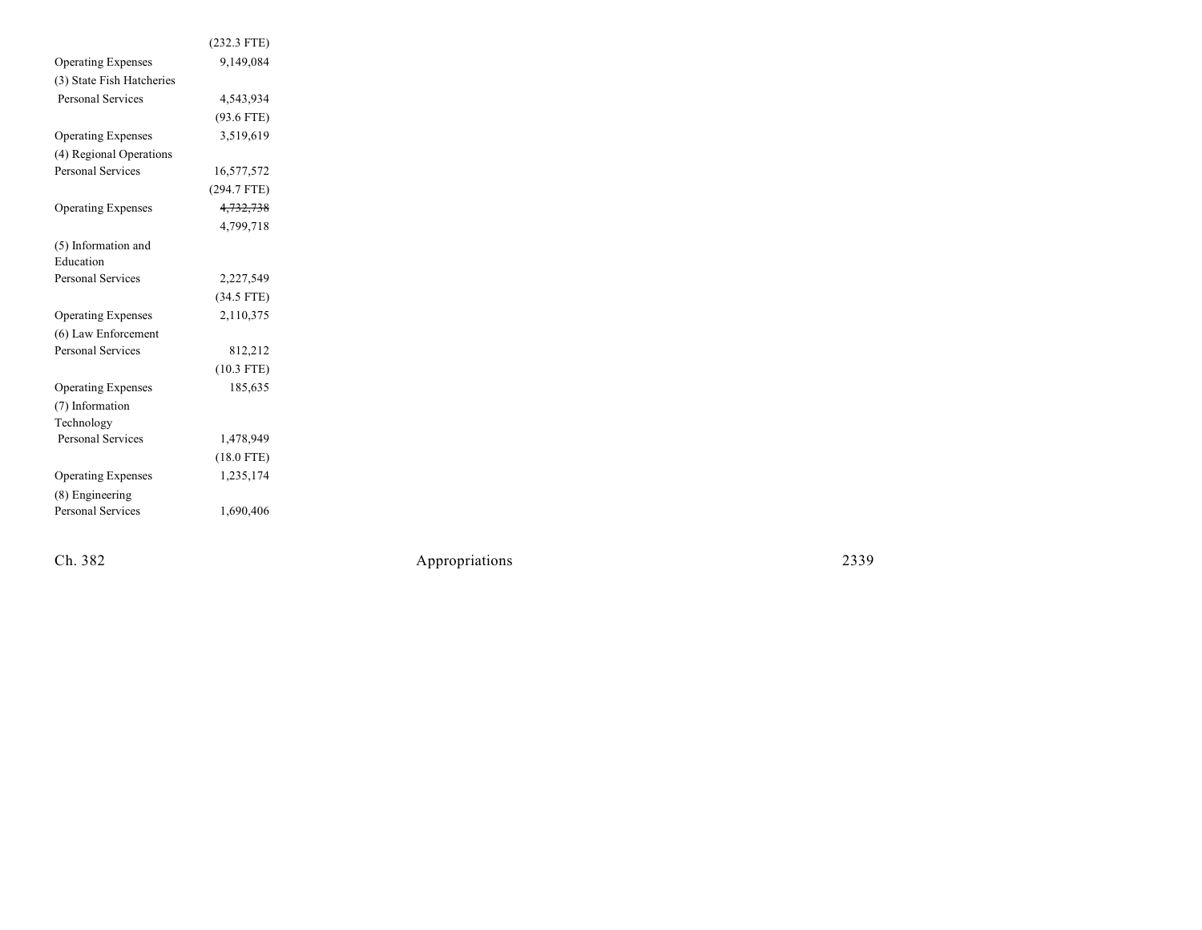| | |
|---|---|
| | (232.3 FTE) |
| Operating Expenses | 9,149,084 |
| (3) State Fish Hatcheries | |
| Personal Services | 4,543,934 |
| | (93.6 FTE) |
| Operating Expenses | 3,519,619 |
| (4) Regional Operations | |
| Personal Services | 16,577,572 |
| | (294.7 FTE) |
| Operating Expenses | ~~4,732,738~~ |
| | 4,799,718 |
| (5) Information and Education | |
| Personal Services | 2,227,549 |
| | (34.5 FTE) |
| Operating Expenses | 2,110,375 |
| (6) Law Enforcement | |
| Personal Services | 812,212 |
| | (10.3 FTE) |
| Operating Expenses | 185,635 |
| (7) Information Technology | |
| Personal Services | 1,478,949 |
| | (18.0 FTE) |
| Operating Expenses | 1,235,174 |
| (8) Engineering | |
| Personal Services | 1,690,406 |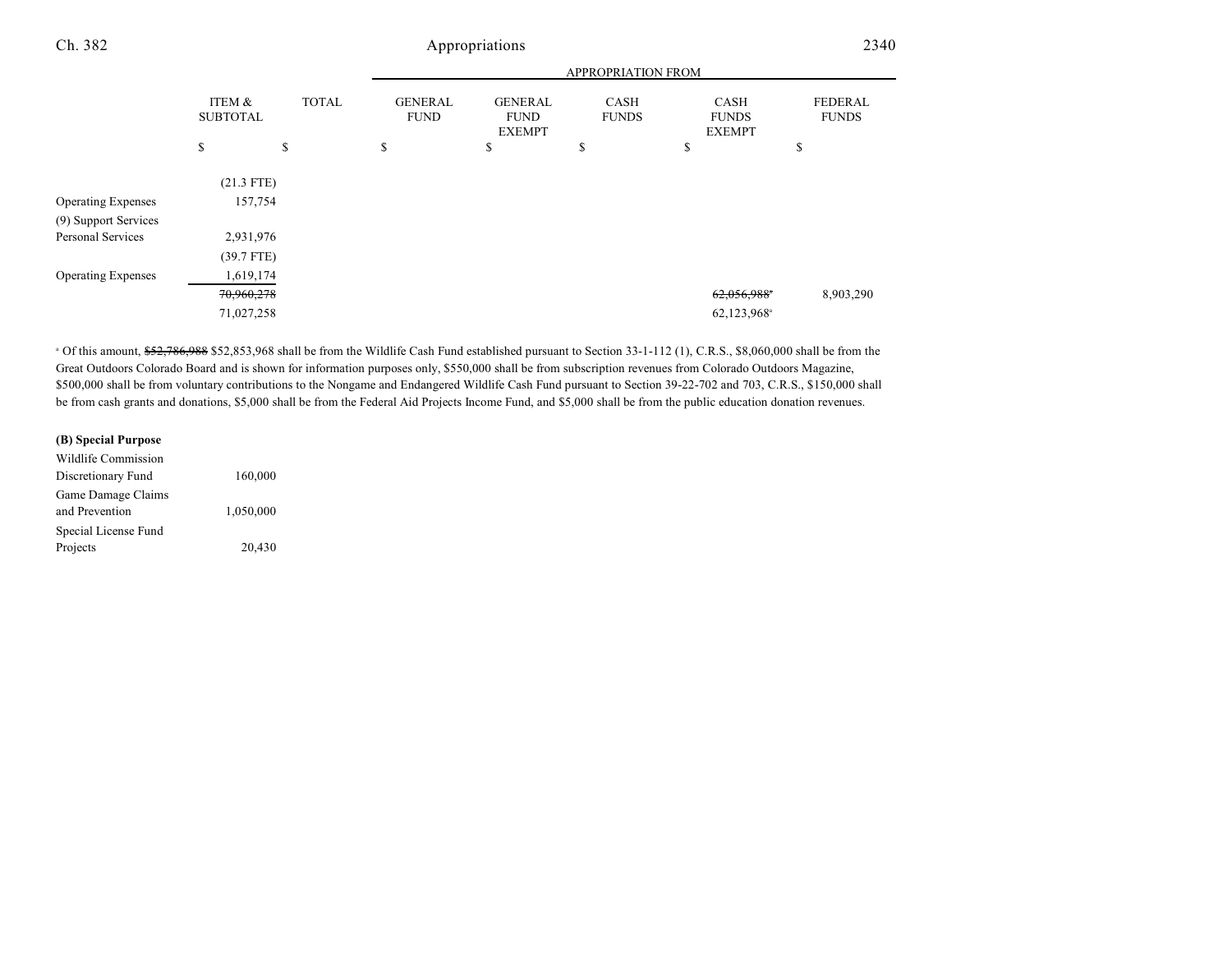| | ITEM & SUBTOTAL | TOTAL | APPROPRIATION FROM GENERAL FUND | GENERAL FUND EXEMPT | CASH FUNDS | CASH FUNDS EXEMPT | FEDERAL FUNDS |
|---|---|---|---|---|---|---|---|
| | $ | $ | $ | $ | $ | $ | $ |
| | (21.3 FTE) | | | | | | |
| Operating Expenses | 157,754 | | | | | | |
| (9) Support Services | | | | | | | |
| Personal Services | 2,931,976 | | | | | | |
| | (39.7 FTE) | | | | | | |
| Operating Expenses | 1,619,174 | | | | | | |
| | ~~70,960,278~~ | | | | | ~~62,056,988~~[a] | 8,903,290 |
| | 71,027,258 | | | | | 62,123,968[a] | |

[a] Of this amount, ~~$52,786,988~~ $52,853,968 shall be from the Wildlife Cash Fund established pursuant to Section 33-1-112 (1), C.R.S., $8,060,000 shall be from the Great Outdoors Colorado Board and is shown for information purposes only, $550,000 shall be from subscription revenues from Colorado Outdoors Magazine, $500,000 shall be from voluntary contributions to the Nongame and Endangered Wildlife Cash Fund pursuant to Section 39-22-702 and 703, C.R.S., $150,000 shall be from cash grants and donations, $5,000 shall be from the Federal Aid Projects Income Fund, and $5,000 shall be from the public education donation revenues.

**(B) Special Purpose**

| | ITEM & SUBTOTAL | TOTAL | GENERAL FUND | GENERAL FUND EXEMPT | CASH FUNDS | CASH FUNDS EXEMPT | FEDERAL FUNDS |
|---|---|---|---|---|---|---|---|
| Wildlife Commission Discretionary Fund | 160,000 | | | | | | |
| Game Damage Claims and Prevention | 1,050,000 | | | | | | |
| Special License Fund Projects | 20,430 | | | | | | |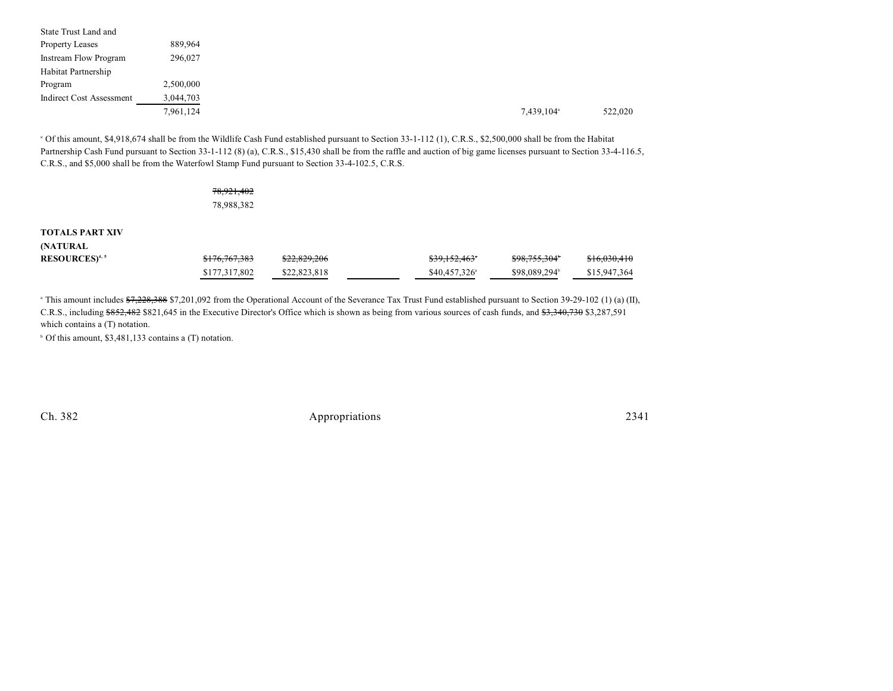| | | | | | | |
|---|---|---|---|---|---|---|
| State Trust Land and Property Leases | 889,964 | | | | | |
| Instream Flow Program | 296,027 | | | | | |
| Habitat Partnership Program | 2,500,000 | | | | | |
| Indirect Cost Assessment | 3,044,703 | | | | | |
| | 7,961,124 | | | | 7,439,104[a] | 522,020 |

[a] Of this amount, $4,918,674 shall be from the Wildlife Cash Fund established pursuant to Section 33-1-112 (1), C.R.S., $2,500,000 shall be from the Habitat Partnership Cash Fund pursuant to Section 33-1-112 (8) (a), C.R.S., $15,430 shall be from the raffle and auction of big game licenses pursuant to Section 33-4-116.5, C.R.S., and $5,000 shall be from the Waterfowl Stamp Fund pursuant to Section 33-4-102.5, C.R.S.

| | | | | | | |
|---|---|---|---|---|---|---|
| | ~~78,921,402~~ 78,988,382 | | | | | |
| **TOTALS PART XIV (NATURAL RESOURCES)**[4, 5] | ~~$176,767,383~~ $177,317,802 | ~~$22,829,206~~ $22,823,818 | | ~~$39,152,463[a]~~ $40,457,326[a] | ~~$98,755,304[b]~~ $98,089,294[b] | ~~$16,030,410~~ $15,947,364 |

[a] This amount includes ~~$7,228,388~~ $7,201,092 from the Operational Account of the Severance Tax Trust Fund established pursuant to Section 39-29-102 (1) (a) (II), C.R.S., including ~~$852,482~~ $821,645 in the Executive Director's Office which is shown as being from various sources of cash funds, and ~~$3,340,730~~ $3,287,591 which contains a (T) notation.

[b] Of this amount, $3,481,133 contains a (T) notation.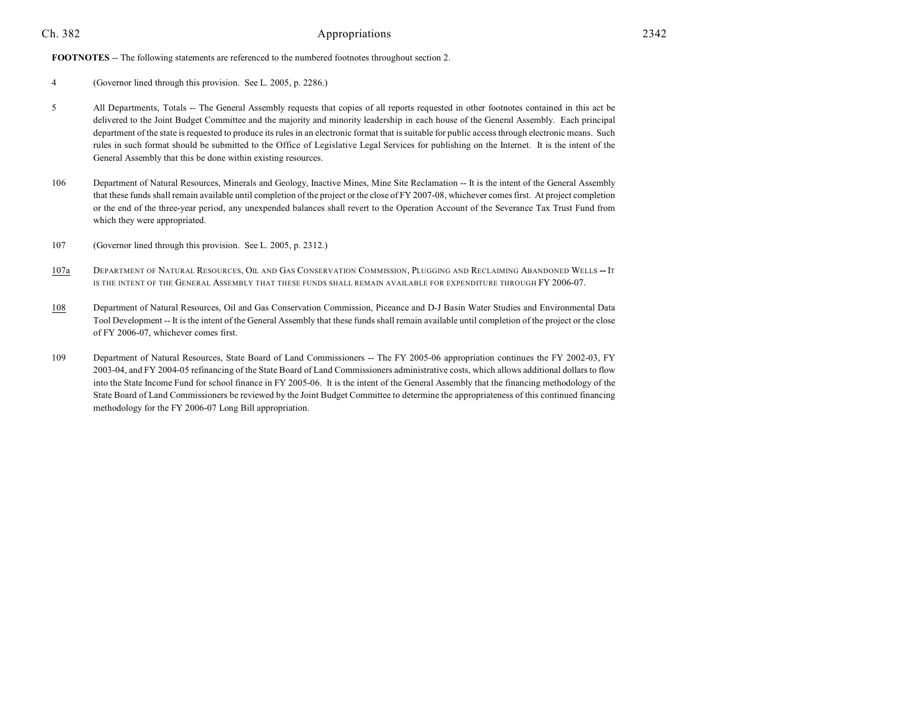**FOOTNOTES** -- The following statements are referenced to the numbered footnotes throughout section 2.

4 (Governor lined through this provision. See L. 2005, p. 2286.)

5 All Departments, Totals -- The General Assembly requests that copies of all reports requested in other footnotes contained in this act be delivered to the Joint Budget Committee and the majority and minority leadership in each house of the General Assembly. Each principal department of the state is requested to produce its rules in an electronic format that is suitable for public access through electronic means. Such rules in such format should be submitted to the Office of Legislative Legal Services for publishing on the Internet. It is the intent of the General Assembly that this be done within existing resources.

106 Department of Natural Resources, Minerals and Geology, Inactive Mines, Mine Site Reclamation -- It is the intent of the General Assembly that these funds shall remain available until completion of the project or the close of FY 2007-08, whichever comes first. At project completion or the end of the three-year period, any unexpended balances shall revert to the Operation Account of the Severance Tax Trust Fund from which they were appropriated.

107 (Governor lined through this provision. See L. 2005, p. 2312.)

107a DEPARTMENT OF NATURAL RESOURCES, OIL AND GAS CONSERVATION COMMISSION, PLUGGING AND RECLAIMING ABANDONED WELLS -- IT IS THE INTENT OF THE GENERAL ASSEMBLY THAT THESE FUNDS SHALL REMAIN AVAILABLE FOR EXPENDITURE THROUGH FY 2006-07.

108 Department of Natural Resources, Oil and Gas Conservation Commission, Piceance and D-J Basin Water Studies and Environmental Data Tool Development -- It is the intent of the General Assembly that these funds shall remain available until completion of the project or the close of FY 2006-07, whichever comes first.

109 Department of Natural Resources, State Board of Land Commissioners -- The FY 2005-06 appropriation continues the FY 2002-03, FY 2003-04, and FY 2004-05 refinancing of the State Board of Land Commissioners administrative costs, which allows additional dollars to flow into the State Income Fund for school finance in FY 2005-06. It is the intent of the General Assembly that the financing methodology of the State Board of Land Commissioners be reviewed by the Joint Budget Committee to determine the appropriateness of this continued financing methodology for the FY 2006-07 Long Bill appropriation.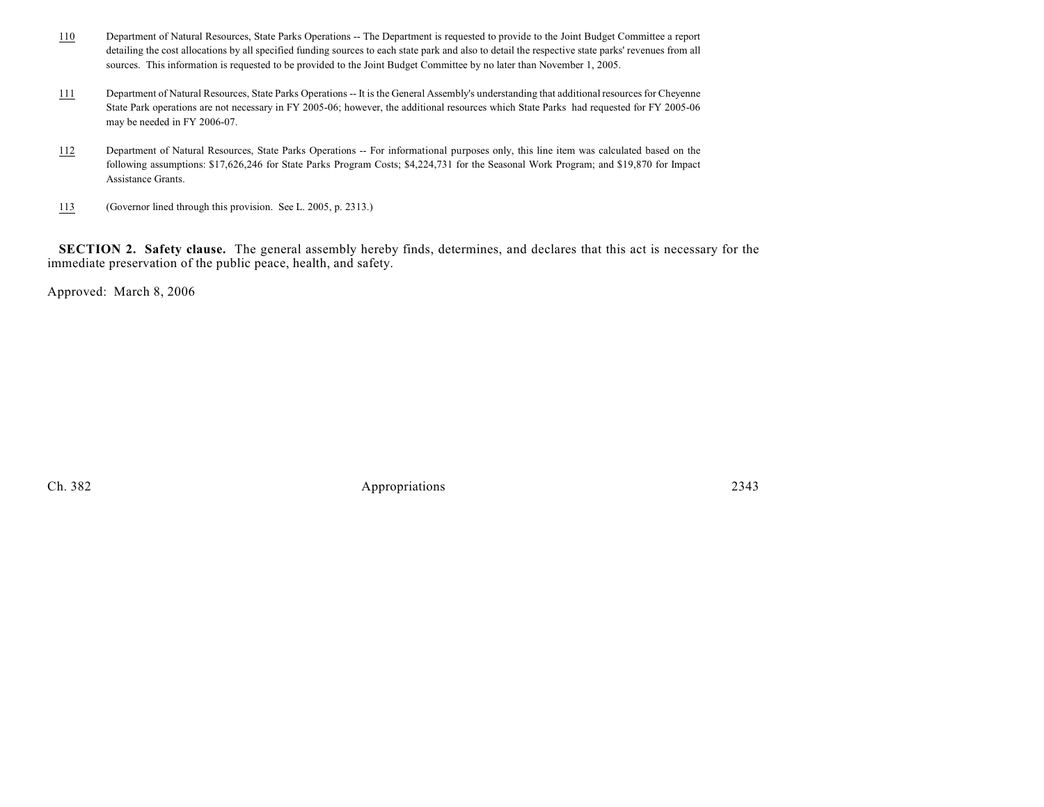110 Department of Natural Resources, State Parks Operations -- The Department is requested to provide to the Joint Budget Committee a report detailing the cost allocations by all specified funding sources to each state park and also to detail the respective state parks' revenues from all sources. This information is requested to be provided to the Joint Budget Committee by no later than November 1, 2005.

111 Department of Natural Resources, State Parks Operations -- It is the General Assembly's understanding that additional resources for Cheyenne State Park operations are not necessary in FY 2005-06; however, the additional resources which State Parks had requested for FY 2005-06 may be needed in FY 2006-07.

112 Department of Natural Resources, State Parks Operations -- For informational purposes only, this line item was calculated based on the following assumptions: $17,626,246 for State Parks Program Costs; $4,224,731 for the Seasonal Work Program; and $19,870 for Impact Assistance Grants.

113 (Governor lined through this provision. See L. 2005, p. 2313.)

**SECTION 2. Safety clause.** The general assembly hereby finds, determines, and declares that this act is necessary for the immediate preservation of the public peace, health, and safety.

Approved: March 8, 2006